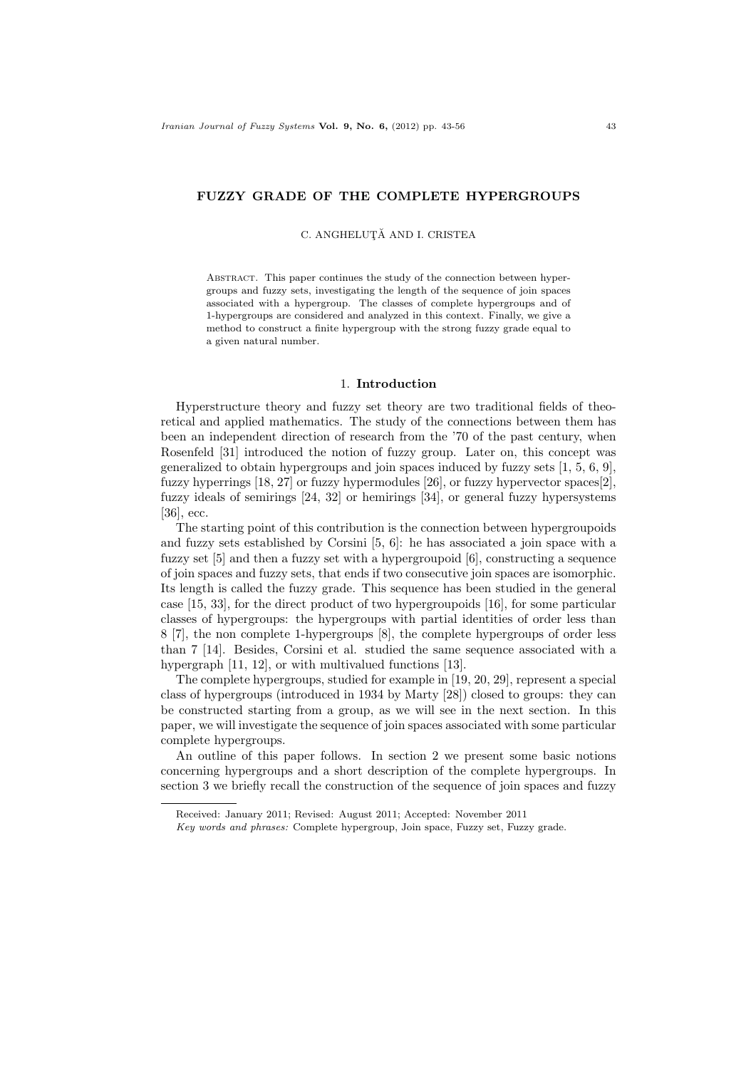# FUZZY GRADE OF THE COMPLETE HYPERGROUPS

C. ANGHELUŢĂ AND I. CRISTEA

Abstract. This paper continues the study of the connection between hypergroups and fuzzy sets, investigating the length of the sequence of join spaces associated with a hypergroup. The classes of complete hypergroups and of 1-hypergroups are considered and analyzed in this context. Finally, we give a method to construct a finite hypergroup with the strong fuzzy grade equal to a given natural number.

## 1. Introduction

Hyperstructure theory and fuzzy set theory are two traditional fields of theoretical and applied mathematics. The study of the connections between them has been an independent direction of research from the '70 of the past century, when Rosenfeld [31] introduced the notion of fuzzy group. Later on, this concept was generalized to obtain hypergroups and join spaces induced by fuzzy sets [1, 5, 6, 9], fuzzy hyperrings [18, 27] or fuzzy hypermodules [26], or fuzzy hypervector spaces[2], fuzzy ideals of semirings [24, 32] or hemirings [34], or general fuzzy hypersystems [36], ecc.

The starting point of this contribution is the connection between hypergroupoids and fuzzy sets established by Corsini [5, 6]: he has associated a join space with a fuzzy set [5] and then a fuzzy set with a hypergroupoid [6], constructing a sequence of join spaces and fuzzy sets, that ends if two consecutive join spaces are isomorphic. Its length is called the fuzzy grade. This sequence has been studied in the general case [15, 33], for the direct product of two hypergroupoids [16], for some particular classes of hypergroups: the hypergroups with partial identities of order less than 8 [7], the non complete 1-hypergroups [8], the complete hypergroups of order less than 7 [14]. Besides, Corsini et al. studied the same sequence associated with a hypergraph [11, 12], or with multivalued functions [13].

The complete hypergroups, studied for example in [19, 20, 29], represent a special class of hypergroups (introduced in 1934 by Marty [28]) closed to groups: they can be constructed starting from a group, as we will see in the next section. In this paper, we will investigate the sequence of join spaces associated with some particular complete hypergroups.

An outline of this paper follows. In section 2 we present some basic notions concerning hypergroups and a short description of the complete hypergroups. In section 3 we briefly recall the construction of the sequence of join spaces and fuzzy

Received: January 2011; Revised: August 2011; Accepted: November 2011

*Key words and phrases:* Complete hypergroup, Join space, Fuzzy set, Fuzzy grade.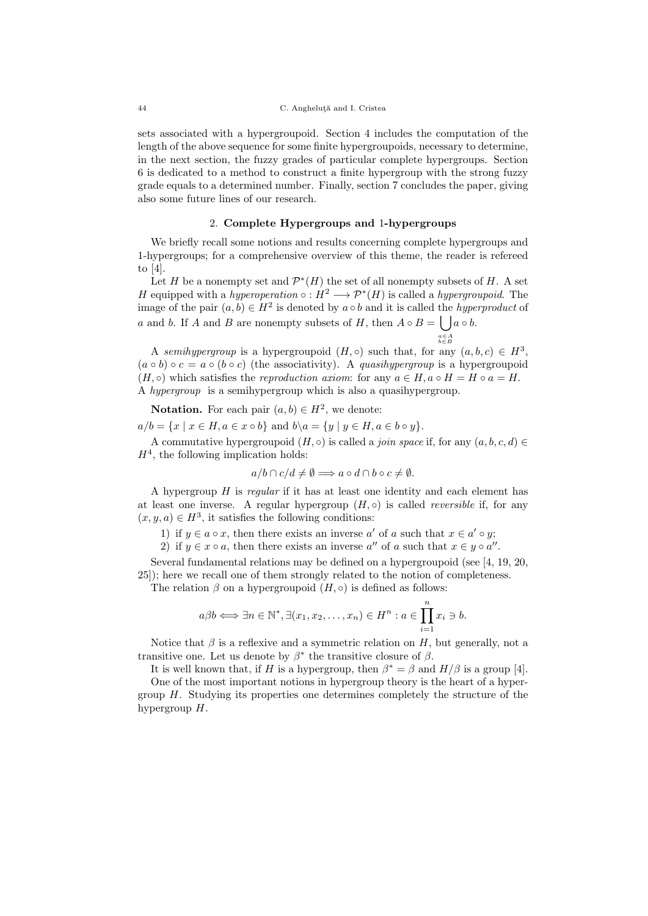sets associated with a hypergroupoid. Section 4 includes the computation of the length of the above sequence for some finite hypergroupoids, necessary to determine, in the next section, the fuzzy grades of particular complete hypergroups. Section 6 is dedicated to a method to construct a finite hypergroup with the strong fuzzy grade equals to a determined number. Finally, section 7 concludes the paper, giving also some future lines of our research.

## 2. Complete Hypergroups and 1-hypergroups

We briefly recall some notions and results concerning complete hypergroups and 1-hypergroups; for a comprehensive overview of this theme, the reader is refereed to [4].

Let $H$ be a nonempty set and $\mathcal{P}^*(H)$ the set of all nonempty subsets of $H$. A set $H$ equipped with a *hyperoperation* $\circ : H^2 \longrightarrow \mathcal{P}^*(H)$ is called a *hypergroupoid*. The image of the pair $(a, b) \in H^2$ is denoted by $a \circ b$ and it is called the *hyperproduct* of $a$ and $b$. If $A$ and $B$ are nonempty subsets of $H$, then $A \circ B = \bigcup\limits_{\substack{a \in A \\ b \in B}} a \circ b$.

A *semihypergroup* is a hypergroupoid $(H, \circ)$ such that, for any $(a, b, c) \in H^3$, $(a \circ b) \circ c = a \circ (b \circ c)$ (the associativity). A *quasihypergroup* is a hypergroupoid $(H, \circ)$ which satisfies the *reproduction axiom*: for any $a \in H, a \circ H = H \circ a = H$. A *hypergroup* is a semihypergroup which is also a quasihypergroup.

**Notation.** For each pair $(a, b) \in H^2$, we denote:

$a/b = \{x \mid x \in H, a \in x \circ b\}$ and $b \backslash a = \{y \mid y \in H, a \in b \circ y\}$.

A commutative hypergroupoid $(H, \circ)$ is called a *join space* if, for any $(a, b, c, d) \in H^4$, the following implication holds:

$$a/b \cap c/d \neq \emptyset \Longrightarrow a \circ d \cap b \circ c \neq \emptyset.$$

A hypergroup $H$ is *regular* if it has at least one identity and each element has at least one inverse. A regular hypergroup $(H, \circ)$ is called *reversible* if, for any $(x, y, a) \in H^3$, it satisfies the following conditions:

1) if $y \in a \circ x$, then there exists an inverse $a'$ of $a$ such that $x \in a' \circ y$;
2) if $y \in x \circ a$, then there exists an inverse $a''$ of $a$ such that $x \in y \circ a''$.

Several fundamental relations may be defined on a hypergroupoid (see [4, 19, 20, 25]); here we recall one of them strongly related to the notion of completeness.

The relation $\beta$ on a hypergroupoid $(H, \circ)$ is defined as follows:

$$a \beta b \Longleftrightarrow \exists n \in \mathbb{N}^*, \exists (x_1, x_2, \ldots, x_n) \in H^n : a \in \prod_{i=1}^{n} x_i \ni b.$$

Notice that $\beta$ is a reflexive and a symmetric relation on $H$, but generally, not a transitive one. Let us denote by $\beta^*$ the transitive closure of $\beta$.

It is well known that, if $H$ is a hypergroup, then $\beta^* = \beta$ and $H/\beta$ is a group [4].

One of the most important notions in hypergroup theory is the heart of a hypergroup $H$. Studying its properties one determines completely the structure of the hypergroup $H$.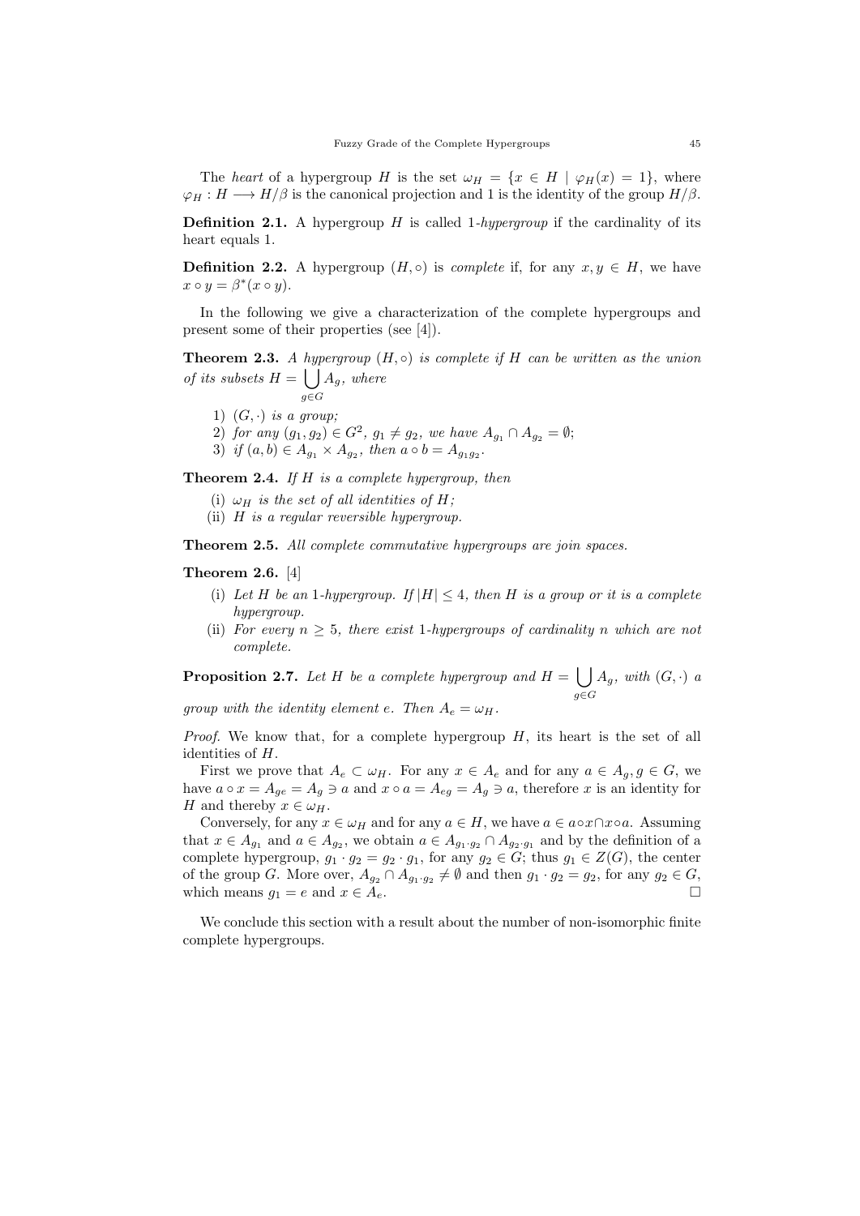The *heart* of a hypergroup $H$ is the set $\omega_H = \{x \in H \mid \varphi_H(x) = 1\}$, where $\varphi_H : H \longrightarrow H/\beta$ is the canonical projection and 1 is the identity of the group $H/\beta$.

**Definition 2.1.** A hypergroup $H$ is called *1-hypergroup* if the cardinality of its heart equals 1.

**Definition 2.2.** A hypergroup $(H, \circ)$ is *complete* if, for any $x, y \in H$, we have $x \circ y = \beta^*(x \circ y)$.

In the following we give a characterization of the complete hypergroups and present some of their properties (see [4]).

**Theorem 2.3.** *A hypergroup $(H, \circ)$ is complete if $H$ can be written as the union of its subsets $H = \bigcup_{g \in G} A_g$, where*

1) *$(G, \cdot)$ is a group;*
2) *for any $(g_1, g_2) \in G^2$, $g_1 \neq g_2$, we have $A_{g_1} \cap A_{g_2} = \emptyset$;*
3) *if $(a, b) \in A_{g_1} \times A_{g_2}$, then $a \circ b = A_{g_1 g_2}$.*

**Theorem 2.4.** *If $H$ is a complete hypergroup, then*

(i) *$\omega_H$ is the set of all identities of $H$;*
(ii) *$H$ is a regular reversible hypergroup.*

**Theorem 2.5.** *All complete commutative hypergroups are join spaces.*

**Theorem 2.6.** [4]

(i) *Let $H$ be an 1-hypergroup. If $|H| \leq 4$, then $H$ is a group or it is a complete hypergroup.*
(ii) *For every $n \geq 5$, there exist 1-hypergroups of cardinality $n$ which are not complete.*

**Proposition 2.7.** *Let $H$ be a complete hypergroup and $H = \bigcup_{g \in G} A_g$, with $(G, \cdot)$ a group with the identity element $e$. Then $A_e = \omega_H$.*

*Proof.* We know that, for a complete hypergroup $H$, its heart is the set of all identities of $H$.

First we prove that $A_e \subset \omega_H$. For any $x \in A_e$ and for any $a \in A_g, g \in G$, we have $a \circ x = A_{ge} = A_g \ni a$ and $x \circ a = A_{eg} = A_g \ni a$, therefore $x$ is an identity for $H$ and thereby $x \in \omega_H$.

Conversely, for any $x \in \omega_H$ and for any $a \in H$, we have $a \in a \circ x \cap x \circ a$. Assuming that $x \in A_{g_1}$ and $a \in A_{g_2}$, we obtain $a \in A_{g_1 \cdot g_2} \cap A_{g_2 \cdot g_1}$ and by the definition of a complete hypergroup, $g_1 \cdot g_2 = g_2 \cdot g_1$, for any $g_2 \in G$; thus $g_1 \in Z(G)$, the center of the group $G$. More over, $A_{g_2} \cap A_{g_1 \cdot g_2} \neq \emptyset$ and then $g_1 \cdot g_2 = g_2$, for any $g_2 \in G$, which means $g_1 = e$ and $x \in A_e$. $\square$

We conclude this section with a result about the number of non-isomorphic finite complete hypergroups.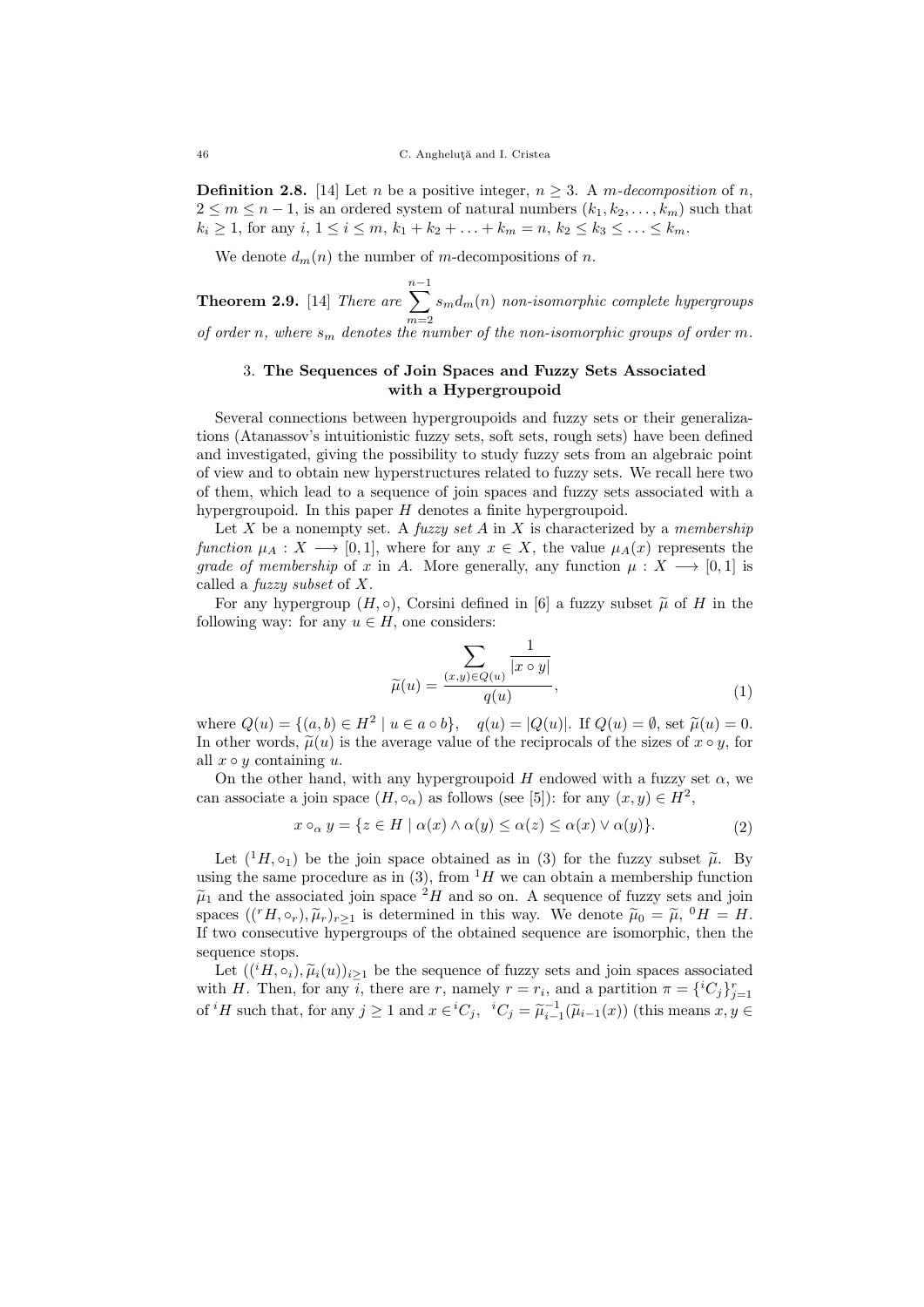**Definition 2.8.** [14] Let $n$ be a positive integer, $n \geq 3$. A *$m$-decomposition* of $n$, $2 \leq m \leq n-1$, is an ordered system of natural numbers $(k_1, k_2, \ldots, k_m)$ such that $k_i \geq 1$, for any $i$, $1 \leq i \leq m$, $k_1 + k_2 + \ldots + k_m = n$, $k_2 \leq k_3 \leq \ldots \leq k_m$.

We denote $d_m(n)$ the number of $m$-decompositions of $n$.

**Theorem 2.9.** [14] *There are* $\sum_{m=2}^{n-1} s_m d_m(n)$ *non-isomorphic complete hypergroups of order $n$, where $s_m$ denotes the number of the non-isomorphic groups of order $m$.*

## 3. The Sequences of Join Spaces and Fuzzy Sets Associated with a Hypergroupoid

Several connections between hypergroupoids and fuzzy sets or their generalizations (Atanassov's intuitionistic fuzzy sets, soft sets, rough sets) have been defined and investigated, giving the possibility to study fuzzy sets from an algebraic point of view and to obtain new hyperstructures related to fuzzy sets. We recall here two of them, which lead to a sequence of join spaces and fuzzy sets associated with a hypergroupoid. In this paper $H$ denotes a finite hypergroupoid.

Let $X$ be a nonempty set. A *fuzzy set* $A$ in $X$ is characterized by a *membership function* $\mu_A : X \longrightarrow [0,1]$, where for any $x \in X$, the value $\mu_A(x)$ represents the *grade of membership* of $x$ in $A$. More generally, any function $\mu : X \longrightarrow [0,1]$ is called a *fuzzy subset* of $X$.

For any hypergroup $(H, \circ)$, Corsini defined in [6] a fuzzy subset $\widetilde{\mu}$ of $H$ in the following way: for any $u \in H$, one considers:

$$\widetilde{\mu}(u) = \frac{\displaystyle\sum_{(x,y)\in Q(u)} \frac{1}{|x \circ y|}}{q(u)}, \tag{1}$$

where $Q(u) = \{(a,b) \in H^2 \mid u \in a \circ b\}$, $\quad q(u) = |Q(u)|$. If $Q(u) = \emptyset$, set $\widetilde{\mu}(u) = 0$. In other words, $\widetilde{\mu}(u)$ is the average value of the reciprocals of the sizes of $x \circ y$, for all $x \circ y$ containing $u$.

On the other hand, with any hypergroupoid $H$ endowed with a fuzzy set $\alpha$, we can associate a join space $(H, \circ_\alpha)$ as follows (see [5]): for any $(x,y) \in H^2$,

$$x \circ_\alpha y = \{z \in H \mid \alpha(x) \wedge \alpha(y) \leq \alpha(z) \leq \alpha(x) \vee \alpha(y)\}. \tag{2}$$

Let $({}^1H, \circ_1)$ be the join space obtained as in (3) for the fuzzy subset $\widetilde{\mu}$. By using the same procedure as in (3), from ${}^1H$ we can obtain a membership function $\widetilde{\mu}_1$ and the associated join space ${}^2H$ and so on. A sequence of fuzzy sets and join spaces $(({}^rH, \circ_r), \widetilde{\mu}_r)_{r\geq 1}$ is determined in this way. We denote $\widetilde{\mu}_0 = \widetilde{\mu}$, ${}^0H = H$. If two consecutive hypergroups of the obtained sequence are isomorphic, then the sequence stops.

Let $(({}^iH, \circ_i), \widetilde{\mu}_i(u))_{i\geq 1}$ be the sequence of fuzzy sets and join spaces associated with $H$. Then, for any $i$, there are $r$, namely $r = r_i$, and a partition $\pi = \{{}^iC_j\}_{j=1}^r$ of ${}^iH$ such that, for any $j \geq 1$ and $x \in {}^iC_j$, ${}^iC_j = \widetilde{\mu}_{i-1}^{-1}(\widetilde{\mu}_{i-1}(x))$ (this means $x, y \in$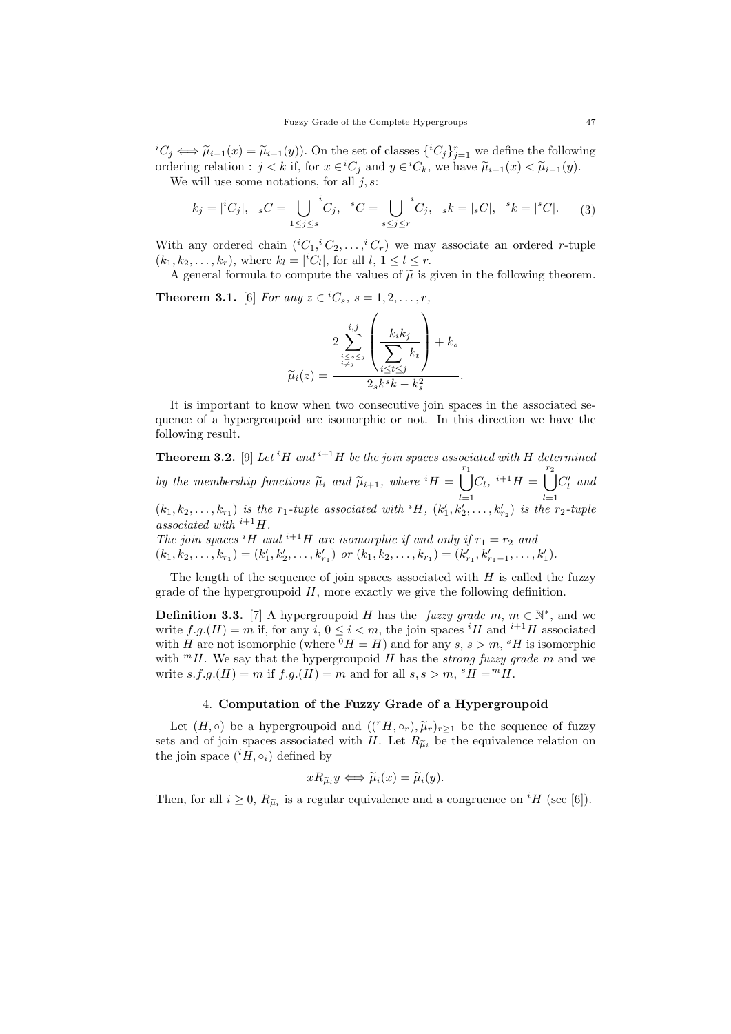${}^{i}C_j \Longleftrightarrow \widetilde{\mu}_{i-1}(x) = \widetilde{\mu}_{i-1}(y)$). On the set of classes $\{{}^{i}C_j\}_{j=1}^{r}$ we define the following ordering relation : $j < k$ if, for $x \in {}^{i}C_j$ and $y \in {}^{i}C_k$, we have $\widetilde{\mu}_{i-1}(x) < \widetilde{\mu}_{i-1}(y)$.

We will use some notations, for all $j, s$:

$$k_j = |{}^{i}C_j|, \quad {}_{s}C = \bigcup_{1 \leq j \leq s} {}^{i}C_j, \quad {}^{s}C = \bigcup_{s \leq j \leq r} {}^{i}C_j, \quad {}_{s}k = |{}_{s}C|, \quad {}^{s}k = |{}^{s}C|. \tag{3}$$

With any ordered chain $({}^{i}C_1, {}^{i}C_2, \ldots, {}^{i}C_r)$ we may associate an ordered $r$-tuple $(k_1, k_2, \ldots, k_r)$, where $k_l = |{}^{i}C_l|$, for all $l$, $1 \leq l \leq r$.

A general formula to compute the values of $\widetilde{\mu}$ is given in the following theorem.

**Theorem 3.1.** [6] *For any $z \in {}^{i}C_s$, $s = 1, 2, \ldots, r$,*

$$\widetilde{\mu}_i(z) = \frac{2 \displaystyle\sum_{\substack{i \leq s \leq j \\ i \neq j}}^{i,j} \left( \frac{k_i k_j}{\displaystyle\sum_{i \leq t \leq j} k_t} \right) + k_s}{2_s k^s k - k_s^2}.$$

It is important to know when two consecutive join spaces in the associated sequence of a hypergroupoid are isomorphic or not. In this direction we have the following result.

**Theorem 3.2.** [9] *Let ${}^{i}H$ and ${}^{i+1}H$ be the join spaces associated with $H$ determined by the membership functions $\widetilde{\mu}_i$ and $\widetilde{\mu}_{i+1}$, where ${}^{i}H = \displaystyle\bigcup_{l=1}^{r_1} C_l$, ${}^{i+1}H = \displaystyle\bigcup_{l=1}^{r_2} C'_l$ and $(k_1, k_2, \ldots, k_{r_1})$ is the $r_1$-tuple associated with ${}^{i}H$, $(k'_1, k'_2, \ldots, k'_{r_2})$ is the $r_2$-tuple associated with ${}^{i+1}H$.*
*The join spaces ${}^{i}H$ and ${}^{i+1}H$ are isomorphic if and only if $r_1 = r_2$ and $(k_1, k_2, \ldots, k_{r_1}) = (k'_1, k'_2, \ldots, k'_{r_1})$ or $(k_1, k_2, \ldots, k_{r_1}) = (k'_{r_1}, k'_{r_1 - 1}, \ldots, k'_1)$.*

The length of the sequence of join spaces associated with $H$ is called the fuzzy grade of the hypergroupoid $H$, more exactly we give the following definition.

**Definition 3.3.** [7] A hypergroupoid $H$ has the *fuzzy grade* $m$, $m \in \mathbb{N}^*$, and we write $f.g.(H) = m$ if, for any $i$, $0 \leq i < m$, the join spaces ${}^{i}H$ and ${}^{i+1}H$ associated with $H$ are not isomorphic (where ${}^{0}H = H$) and for any $s$, $s > m$, ${}^{s}H$ is isomorphic with ${}^{m}H$. We say that the hypergroupoid $H$ has the *strong fuzzy grade* $m$ and we write $s.f.g.(H) = m$ if $f.g.(H) = m$ and for all $s, s > m$, ${}^{s}H = {}^{m}H$.

## 4. Computation of the Fuzzy Grade of a Hypergroupoid

Let $(H, \circ)$ be a hypergroupoid and $(({}^{r}H, \circ_r), \widetilde{\mu}_r)_{r \geq 1}$ be the sequence of fuzzy sets and of join spaces associated with $H$. Let $R_{\widetilde{\mu}_i}$ be the equivalence relation on the join space $({}^{i}H, \circ_i)$ defined by

$$x R_{\widetilde{\mu}_i} y \Longleftrightarrow \widetilde{\mu}_i(x) = \widetilde{\mu}_i(y).$$

Then, for all $i \geq 0$, $R_{\widetilde{\mu}_i}$ is a regular equivalence and a congruence on ${}^{i}H$ (see [6]).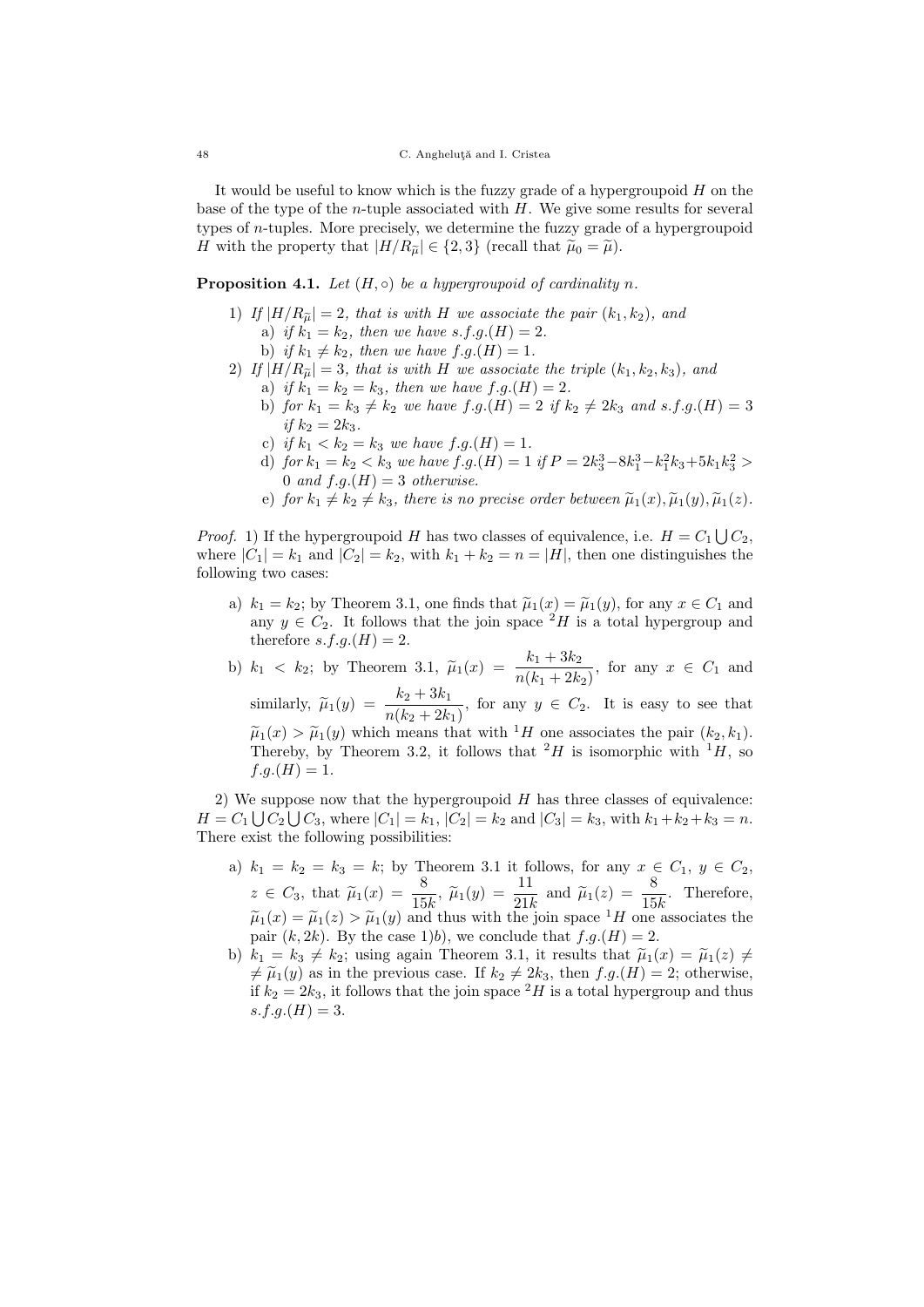It would be useful to know which is the fuzzy grade of a hypergroupoid $H$ on the base of the type of the $n$-tuple associated with $H$. We give some results for several types of $n$-tuples. More precisely, we determine the fuzzy grade of a hypergroupoid $H$ with the property that $|H/R_{\widetilde{\mu}}| \in \{2, 3\}$ (recall that $\widetilde{\mu}_0 = \widetilde{\mu}$).

**Proposition 4.1.** *Let $(H, \circ)$ be a hypergroupoid of cardinality $n$.*

1) *If $|H/R_{\widetilde{\mu}}| = 2$, that is with $H$ we associate the pair $(k_1, k_2)$, and*
   a) *if $k_1 = k_2$, then we have $s.f.g.(H) = 2$.*
   b) *if $k_1 \neq k_2$, then we have $f.g.(H) = 1$.*
2) *If $|H/R_{\widetilde{\mu}}| = 3$, that is with $H$ we associate the triple $(k_1, k_2, k_3)$, and*
   a) *if $k_1 = k_2 = k_3$, then we have $f.g.(H) = 2$.*
   b) *for $k_1 = k_3 \neq k_2$ we have $f.g.(H) = 2$ if $k_2 \neq 2k_3$ and $s.f.g.(H) = 3$ if $k_2 = 2k_3$.*
   c) *if $k_1 < k_2 = k_3$ we have $f.g.(H) = 1$.*
   d) *for $k_1 = k_2 < k_3$ we have $f.g.(H) = 1$ if $P = 2k_3^3 - 8k_1^3 - k_1^2k_3 + 5k_1k_3^2 > 0$ and $f.g.(H) = 3$ otherwise.*
   e) *for $k_1 \neq k_2 \neq k_3$, there is no precise order between $\widetilde{\mu}_1(x), \widetilde{\mu}_1(y), \widetilde{\mu}_1(z)$.*

*Proof.* 1) If the hypergroupoid $H$ has two classes of equivalence, i.e. $H = C_1 \bigcup C_2$, where $|C_1| = k_1$ and $|C_2| = k_2$, with $k_1 + k_2 = n = |H|$, then one distinguishes the following two cases:

a) $k_1 = k_2$; by Theorem 3.1, one finds that $\widetilde{\mu}_1(x) = \widetilde{\mu}_1(y)$, for any $x \in C_1$ and any $y \in C_2$. It follows that the join space ${}^2H$ is a total hypergroup and therefore $s.f.g.(H) = 2$.

b) $k_1 < k_2$; by Theorem 3.1, $\widetilde{\mu}_1(x) = \dfrac{k_1 + 3k_2}{n(k_1 + 2k_2)}$, for any $x \in C_1$ and similarly, $\widetilde{\mu}_1(y) = \dfrac{k_2 + 3k_1}{n(k_2 + 2k_1)}$, for any $y \in C_2$. It is easy to see that $\widetilde{\mu}_1(x) > \widetilde{\mu}_1(y)$ which means that with ${}^1H$ one associates the pair $(k_2, k_1)$. Thereby, by Theorem 3.2, it follows that ${}^2H$ is isomorphic with ${}^1H$, so $f.g.(H) = 1$.

2) We suppose now that the hypergroupoid $H$ has three classes of equivalence: $H = C_1 \bigcup C_2 \bigcup C_3$, where $|C_1| = k_1$, $|C_2| = k_2$ and $|C_3| = k_3$, with $k_1 + k_2 + k_3 = n$. There exist the following possibilities:

a) $k_1 = k_2 = k_3 = k$; by Theorem 3.1 it follows, for any $x \in C_1$, $y \in C_2$, $z \in C_3$, that $\widetilde{\mu}_1(x) = \dfrac{8}{15k}$, $\widetilde{\mu}_1(y) = \dfrac{11}{21k}$ and $\widetilde{\mu}_1(z) = \dfrac{8}{15k}$. Therefore, $\widetilde{\mu}_1(x) = \widetilde{\mu}_1(z) > \widetilde{\mu}_1(y)$ and thus with the join space ${}^1H$ one associates the pair $(k, 2k)$. By the case 1)$b$), we conclude that $f.g.(H) = 2$.

b) $k_1 = k_3 \neq k_2$; using again Theorem 3.1, it results that $\widetilde{\mu}_1(x) = \widetilde{\mu}_1(z) \neq$ $\neq \widetilde{\mu}_1(y)$ as in the previous case. If $k_2 \neq 2k_3$, then $f.g.(H) = 2$; otherwise, if $k_2 = 2k_3$, it follows that the join space ${}^2H$ is a total hypergroup and thus $s.f.g.(H) = 3$.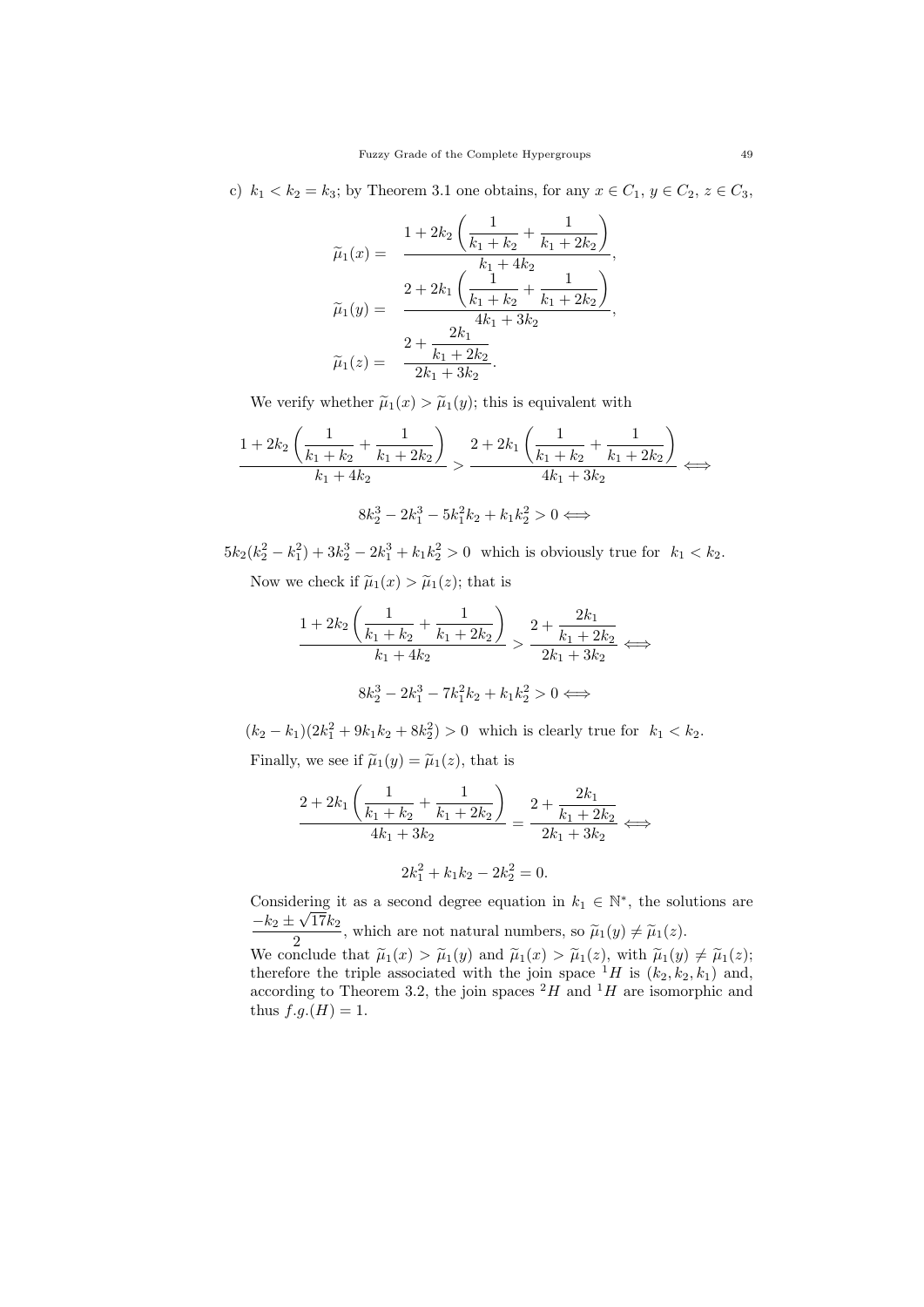c) $k_1 < k_2 = k_3$; by Theorem 3.1 one obtains, for any $x \in C_1$, $y \in C_2$, $z \in C_3$,

$$\widetilde{\mu}_1(x) = \frac{1 + 2k_2\left(\dfrac{1}{k_1+k_2} + \dfrac{1}{k_1+2k_2}\right)}{k_1+4k_2},$$

$$\widetilde{\mu}_1(y) = \frac{2 + 2k_1\left(\dfrac{1}{k_1+k_2} + \dfrac{1}{k_1+2k_2}\right)}{4k_1+3k_2},$$

$$\widetilde{\mu}_1(z) = \frac{2 + \dfrac{2k_1}{k_1+2k_2}}{2k_1+3k_2}.$$

We verify whether $\widetilde{\mu}_1(x) > \widetilde{\mu}_1(y)$; this is equivalent with

$$\frac{1 + 2k_2\left(\dfrac{1}{k_1+k_2} + \dfrac{1}{k_1+2k_2}\right)}{k_1+4k_2} > \frac{2 + 2k_1\left(\dfrac{1}{k_1+k_2} + \dfrac{1}{k_1+2k_2}\right)}{4k_1+3k_2} \iff$$

$$8k_2^3 - 2k_1^3 - 5k_1^2k_2 + k_1k_2^2 > 0 \iff$$

$5k_2(k_2^2 - k_1^2) + 3k_2^3 - 2k_1^3 + k_1k_2^2 > 0$ which is obviously true for $k_1 < k_2$.

Now we check if $\widetilde{\mu}_1(x) > \widetilde{\mu}_1(z)$; that is

$$\frac{1 + 2k_2\left(\dfrac{1}{k_1+k_2} + \dfrac{1}{k_1+2k_2}\right)}{k_1+4k_2} > \frac{2 + \dfrac{2k_1}{k_1+2k_2}}{2k_1+3k_2} \iff$$

$$8k_2^3 - 2k_1^3 - 7k_1^2k_2 + k_1k_2^2 > 0 \iff$$

$(k_2 - k_1)(2k_1^2 + 9k_1k_2 + 8k_2^2) > 0$ which is clearly true for $k_1 < k_2$.

Finally, we see if $\widetilde{\mu}_1(y) = \widetilde{\mu}_1(z)$, that is

$$\frac{2 + 2k_1\left(\dfrac{1}{k_1+k_2} + \dfrac{1}{k_1+2k_2}\right)}{4k_1+3k_2} = \frac{2 + \dfrac{2k_1}{k_1+2k_2}}{2k_1+3k_2} \iff$$

$$2k_1^2 + k_1k_2 - 2k_2^2 = 0.$$

Considering it as a second degree equation in $k_1 \in \mathbb{N}^*$, the solutions are $\dfrac{-k_2 \pm \sqrt{17}k_2}{2}$, which are not natural numbers, so $\widetilde{\mu}_1(y) \neq \widetilde{\mu}_1(z)$.
We conclude that $\widetilde{\mu}_1(x) > \widetilde{\mu}_1(y)$ and $\widetilde{\mu}_1(x) > \widetilde{\mu}_1(z)$, with $\widetilde{\mu}_1(y) \neq \widetilde{\mu}_1(z)$; therefore the triple associated with the join space ${}^1H$ is $(k_2, k_2, k_1)$ and, according to Theorem 3.2, the join spaces ${}^2H$ and ${}^1H$ are isomorphic and thus $f.g.(H) = 1$.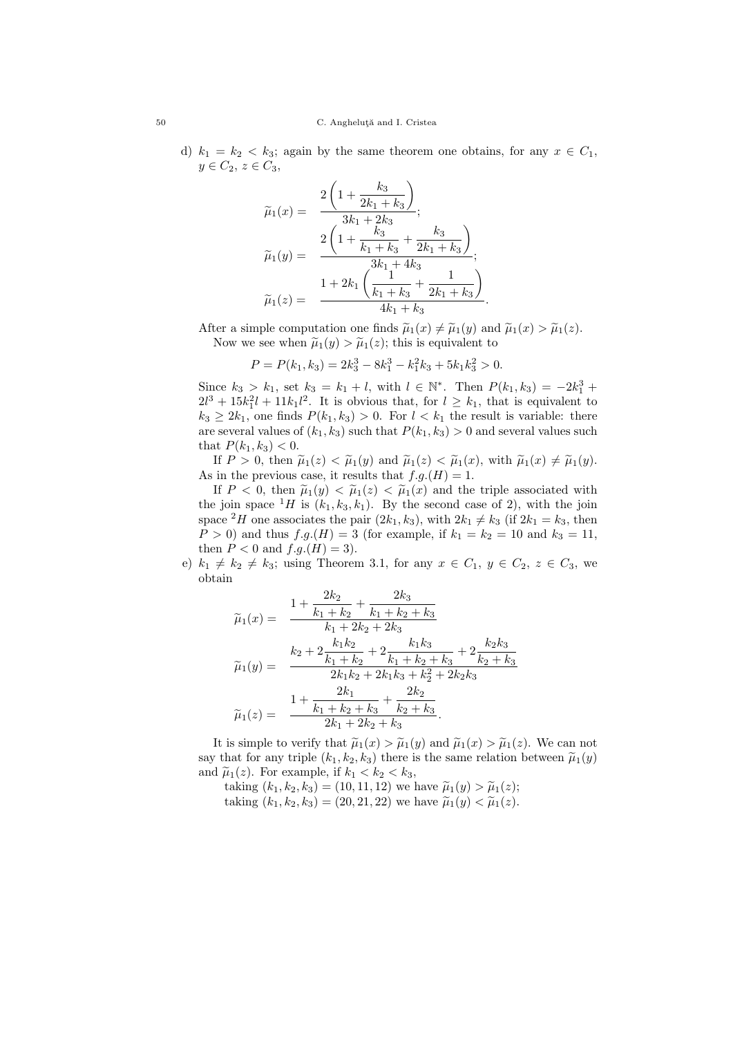d) $k_1 = k_2 < k_3$; again by the same theorem one obtains, for any $x \in C_1$, $y \in C_2$, $z \in C_3$,

$$\widetilde{\mu}_1(x) = \frac{2\left(1 + \dfrac{k_3}{2k_1 + k_3}\right)}{3k_1 + 2k_3};$$

$$\widetilde{\mu}_1(y) = \frac{2\left(1 + \dfrac{k_3}{k_1 + k_3} + \dfrac{k_3}{2k_1 + k_3}\right)}{3k_1 + 4k_3};$$

$$\widetilde{\mu}_1(z) = \frac{1 + 2k_1\left(\dfrac{1}{k_1 + k_3} + \dfrac{1}{2k_1 + k_3}\right)}{4k_1 + k_3}.$$

After a simple computation one finds $\widetilde{\mu}_1(x) \neq \widetilde{\mu}_1(y)$ and $\widetilde{\mu}_1(x) > \widetilde{\mu}_1(z)$.

Now we see when $\widetilde{\mu}_1(y) > \widetilde{\mu}_1(z)$; this is equivalent to

$$P = P(k_1, k_3) = 2k_3^3 - 8k_1^3 - k_1^2 k_3 + 5k_1 k_3^2 > 0.$$

Since $k_3 > k_1$, set $k_3 = k_1 + l$, with $l \in \mathbb{N}^*$. Then $P(k_1, k_3) = -2k_1^3 + 2l^3 + 15k_1^2 l + 11k_1 l^2$. It is obvious that, for $l \geq k_1$, that is equivalent to $k_3 \geq 2k_1$, one finds $P(k_1, k_3) > 0$. For $l < k_1$ the result is variable: there are several values of $(k_1, k_3)$ such that $P(k_1, k_3) > 0$ and several values such that $P(k_1, k_3) < 0$.

If $P > 0$, then $\widetilde{\mu}_1(z) < \widetilde{\mu}_1(y)$ and $\widetilde{\mu}_1(z) < \widetilde{\mu}_1(x)$, with $\widetilde{\mu}_1(x) \neq \widetilde{\mu}_1(y)$. As in the previous case, it results that $f.g.(H) = 1$.

If $P < 0$, then $\widetilde{\mu}_1(y) < \widetilde{\mu}_1(z) < \widetilde{\mu}_1(x)$ and the triple associated with the join space ${}^1H$ is $(k_1, k_3, k_1)$. By the second case of 2), with the join space ${}^2H$ one associates the pair $(2k_1, k_3)$, with $2k_1 \neq k_3$ (if $2k_1 = k_3$, then $P > 0$) and thus $f.g.(H) = 3$ (for example, if $k_1 = k_2 = 10$ and $k_3 = 11$, then $P < 0$ and $f.g.(H) = 3$).

e) $k_1 \neq k_2 \neq k_3$; using Theorem 3.1, for any $x \in C_1$, $y \in C_2$, $z \in C_3$, we obtain

$$\widetilde{\mu}_1(x) = \frac{1 + \dfrac{2k_2}{k_1 + k_2} + \dfrac{2k_3}{k_1 + k_2 + k_3}}{k_1 + 2k_2 + 2k_3}$$

$$\widetilde{\mu}_1(y) = \frac{k_2 + 2\dfrac{k_1 k_2}{k_1 + k_2} + 2\dfrac{k_1 k_3}{k_1 + k_2 + k_3} + 2\dfrac{k_2 k_3}{k_2 + k_3}}{2k_1 k_2 + 2k_1 k_3 + k_2^2 + 2k_2 k_3}$$

$$\widetilde{\mu}_1(z) = \frac{1 + \dfrac{2k_1}{k_1 + k_2 + k_3} + \dfrac{2k_2}{k_2 + k_3}}{2k_1 + 2k_2 + k_3}.$$

It is simple to verify that $\widetilde{\mu}_1(x) > \widetilde{\mu}_1(y)$ and $\widetilde{\mu}_1(x) > \widetilde{\mu}_1(z)$. We can not say that for any triple $(k_1, k_2, k_3)$ there is the same relation between $\widetilde{\mu}_1(y)$ and $\widetilde{\mu}_1(z)$. For example, if $k_1 < k_2 < k_3$,

taking $(k_1, k_2, k_3) = (10, 11, 12)$ we have $\widetilde{\mu}_1(y) > \widetilde{\mu}_1(z)$;

taking $(k_1, k_2, k_3) = (20, 21, 22)$ we have $\widetilde{\mu}_1(y) < \widetilde{\mu}_1(z)$.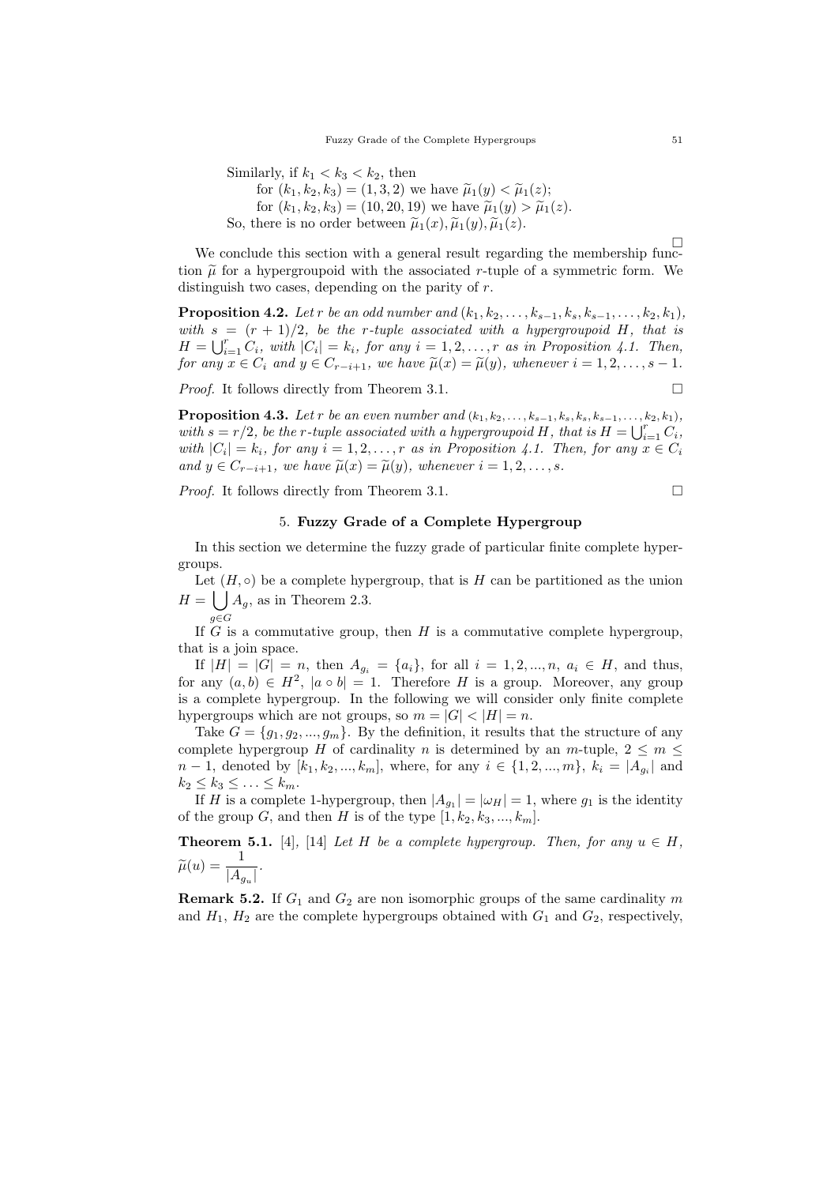Similarly, if $k_1 < k_3 < k_2$, then

for $(k_1, k_2, k_3) = (1, 3, 2)$ we have $\widetilde{\mu}_1(y) < \widetilde{\mu}_1(z)$;

for $(k_1, k_2, k_3) = (10, 20, 19)$ we have $\widetilde{\mu}_1(y) > \widetilde{\mu}_1(z)$.

So, there is no order between $\widetilde{\mu}_1(x), \widetilde{\mu}_1(y), \widetilde{\mu}_1(z)$.

□

We conclude this section with a general result regarding the membership function $\widetilde{\mu}$ for a hypergroupoid with the associated $r$-tuple of a symmetric form. We distinguish two cases, depending on the parity of $r$.

**Proposition 4.2.** *Let $r$ be an odd number and $(k_1, k_2, \ldots, k_{s-1}, k_s, k_{s-1}, \ldots, k_2, k_1)$, with $s = (r+1)/2$, be the $r$-tuple associated with a hypergroupoid $H$, that is $H = \bigcup_{i=1}^{r} C_i$, with $|C_i| = k_i$, for any $i = 1, 2, \ldots, r$ as in Proposition 4.1. Then, for any $x \in C_i$ and $y \in C_{r-i+1}$, we have $\widetilde{\mu}(x) = \widetilde{\mu}(y)$, whenever $i = 1, 2, \ldots, s-1$.*

*Proof.* It follows directly from Theorem 3.1. □

**Proposition 4.3.** *Let $r$ be an even number and $(k_1, k_2, \ldots, k_{s-1}, k_s, k_s, k_{s-1}, \ldots, k_2, k_1)$, with $s = r/2$, be the $r$-tuple associated with a hypergroupoid $H$, that is $H = \bigcup_{i=1}^{r} C_i$, with $|C_i| = k_i$, for any $i = 1, 2, \ldots, r$ as in Proposition 4.1. Then, for any $x \in C_i$ and $y \in C_{r-i+1}$, we have $\widetilde{\mu}(x) = \widetilde{\mu}(y)$, whenever $i = 1, 2, \ldots, s$.*

*Proof.* It follows directly from Theorem 3.1. □

## 5. Fuzzy Grade of a Complete Hypergroup

In this section we determine the fuzzy grade of particular finite complete hypergroups.

Let $(H, \circ)$ be a complete hypergroup, that is $H$ can be partitioned as the union $H = \bigcup_{g \in G} A_g$, as in Theorem 2.3.

If $G$ is a commutative group, then $H$ is a commutative complete hypergroup, that is a join space.

If $|H| = |G| = n$, then $A_{g_i} = \{a_i\}$, for all $i = 1, 2, ..., n$, $a_i \in H$, and thus, for any $(a, b) \in H^2$, $|a \circ b| = 1$. Therefore $H$ is a group. Moreover, any group is a complete hypergroup. In the following we will consider only finite complete hypergroups which are not groups, so $m = |G| < |H| = n$.

Take $G = \{g_1, g_2, ..., g_m\}$. By the definition, it results that the structure of any complete hypergroup $H$ of cardinality $n$ is determined by an $m$-tuple, $2 \leq m \leq n-1$, denoted by $[k_1, k_2, ..., k_m]$, where, for any $i \in \{1, 2, ..., m\}$, $k_i = |A_{g_i}|$ and $k_2 \leq k_3 \leq \ldots \leq k_m$.

If $H$ is a complete 1-hypergroup, then $|A_{g_1}| = |\omega_H| = 1$, where $g_1$ is the identity of the group $G$, and then $H$ is of the type $[1, k_2, k_3, ..., k_m]$.

**Theorem 5.1.** [4], [14] *Let $H$ be a complete hypergroup. Then, for any $u \in H$, $\widetilde{\mu}(u) = \dfrac{1}{|A_{g_u}|}$.*

**Remark 5.2.** If $G_1$ and $G_2$ are non isomorphic groups of the same cardinality $m$ and $H_1$, $H_2$ are the complete hypergroups obtained with $G_1$ and $G_2$, respectively,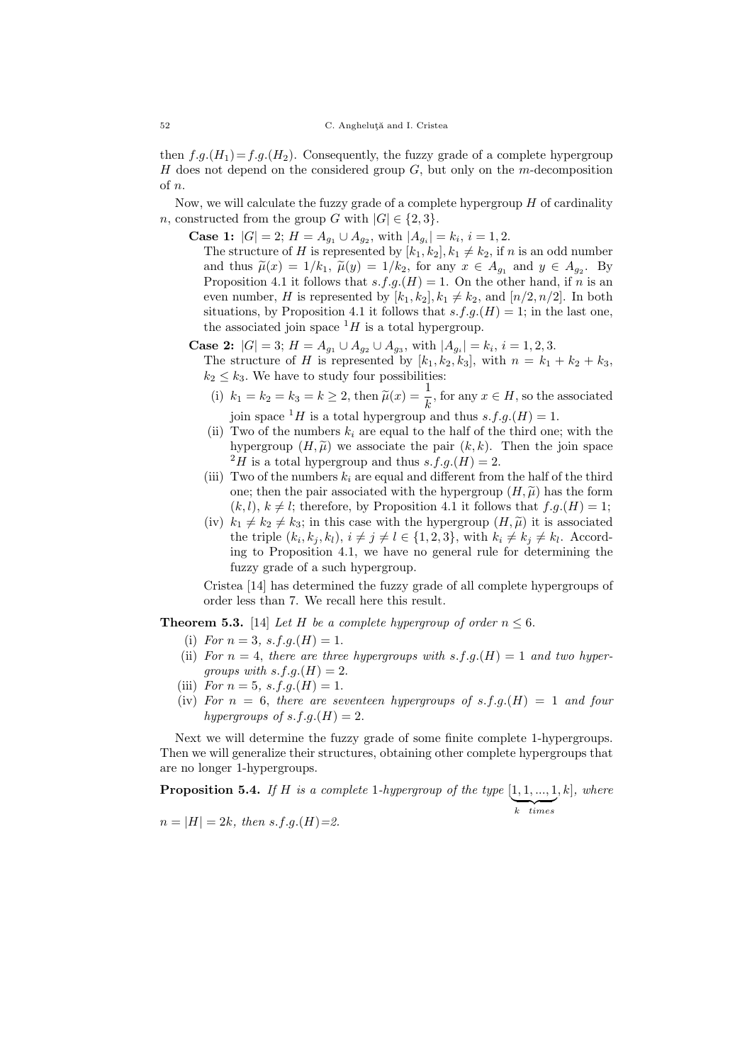then $f.g.(H_1) = f.g.(H_2)$. Consequently, the fuzzy grade of a complete hypergroup $H$ does not depend on the considered group $G$, but only on the $m$-decomposition of $n$.

Now, we will calculate the fuzzy grade of a complete hypergroup $H$ of cardinality $n$, constructed from the group $G$ with $|G| \in \{2, 3\}$.

**Case 1:** $|G| = 2$; $H = A_{g_1} \cup A_{g_2}$, with $|A_{g_i}| = k_i$, $i = 1, 2$.

The structure of $H$ is represented by $[k_1, k_2], k_1 \neq k_2$, if $n$ is an odd number and thus $\widetilde{\mu}(x) = 1/k_1$, $\widetilde{\mu}(y) = 1/k_2$, for any $x \in A_{g_1}$ and $y \in A_{g_2}$. By Proposition 4.1 it follows that $s.f.g.(H) = 1$. On the other hand, if $n$ is an even number, $H$ is represented by $[k_1, k_2], k_1 \neq k_2$, and $[n/2, n/2]$. In both situations, by Proposition 4.1 it follows that $s.f.g.(H) = 1$; in the last one, the associated join space ${}^1H$ is a total hypergroup.

**Case 2:** $|G| = 3$; $H = A_{g_1} \cup A_{g_2} \cup A_{g_3}$, with $|A_{g_i}| = k_i$, $i = 1, 2, 3$.

The structure of $H$ is represented by $[k_1, k_2, k_3]$, with $n = k_1 + k_2 + k_3$, $k_2 \leq k_3$. We have to study four possibilities:

(i) $k_1 = k_2 = k_3 = k \geq 2$, then $\widetilde{\mu}(x) = \dfrac{1}{k}$, for any $x \in H$, so the associated join space ${}^1H$ is a total hypergroup and thus $s.f.g.(H) = 1$.

(ii) Two of the numbers $k_i$ are equal to the half of the third one; with the hypergroup $(H, \widetilde{\mu})$ we associate the pair $(k, k)$. Then the join space ${}^2H$ is a total hypergroup and thus $s.f.g.(H) = 2$.

(iii) Two of the numbers $k_i$ are equal and different from the half of the third one; then the pair associated with the hypergroup $(H, \widetilde{\mu})$ has the form $(k, l)$, $k \neq l$; therefore, by Proposition 4.1 it follows that $f.g.(H) = 1$;

(iv) $k_1 \neq k_2 \neq k_3$; in this case with the hypergroup $(H, \widetilde{\mu})$ it is associated the triple $(k_i, k_j, k_l)$, $i \neq j \neq l \in \{1, 2, 3\}$, with $k_i \neq k_j \neq k_l$. According to Proposition 4.1, we have no general rule for determining the fuzzy grade of a such hypergroup.

Cristea [14] has determined the fuzzy grade of all complete hypergroups of order less than 7. We recall here this result.

**Theorem 5.3.** [14] *Let $H$ be a complete hypergroup of order $n \leq 6$.*

(i) *For $n = 3$, $s.f.g.(H) = 1$.*

(ii) *For $n = 4$, there are three hypergroups with $s.f.g.(H) = 1$ and two hypergroups with $s.f.g.(H) = 2$.*

(iii) *For $n = 5$, $s.f.g.(H) = 1$.*

(iv) *For $n = 6$, there are seventeen hypergroups of $s.f.g.(H) = 1$ and four hypergroups of $s.f.g.(H) = 2$.*

Next we will determine the fuzzy grade of some finite complete 1-hypergroups. Then we will generalize their structures, obtaining other complete hypergroups that are no longer 1-hypergroups.

**Proposition 5.4.** *If $H$ is a complete 1-hypergroup of the type $[\underbrace{1, 1, ..., 1}_{k \ \ times}, k]$, where $n = |H| = 2k$, then $s.f.g.(H)$=2.*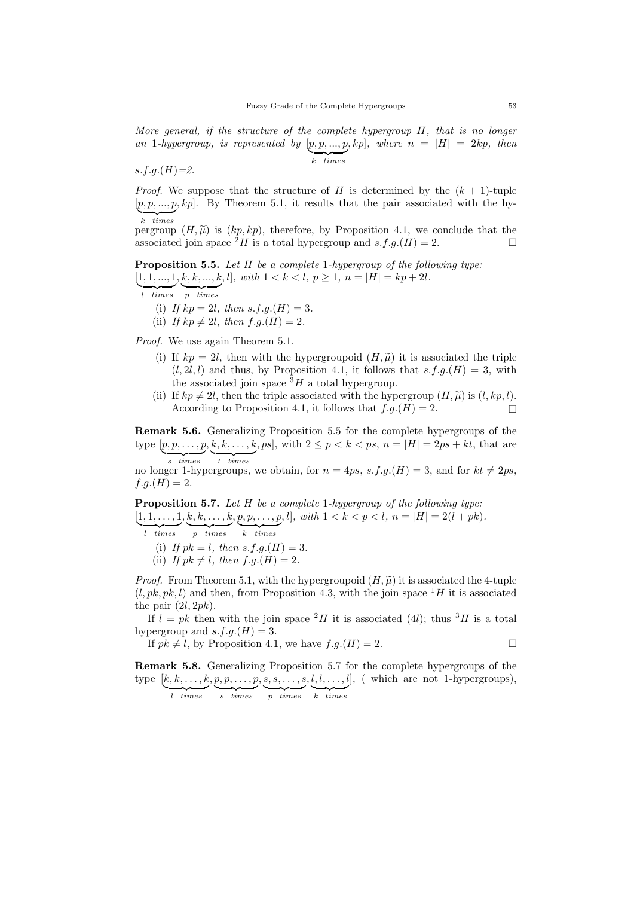*More general, if the structure of the complete hypergroup $H$, that is no longer an 1-hypergroup, is represented by $[\underbrace{p, p, ..., p}_{k \ \ times}, kp]$, where $n = |H| = 2kp$, then s.f.g.$(H)$=2.*

*Proof.* We suppose that the structure of $H$ is determined by the $(k+1)$-tuple $[\underbrace{p, p, ..., p}_{k \ \ times}, kp]$. By Theorem 5.1, it results that the pair associated with the hypergroup $(H, \widetilde{\mu})$ is $(kp, kp)$, therefore, by Proposition 4.1, we conclude that the associated join space ${}^2H$ is a total hypergroup and $s.f.g.(H) = 2$. □

**Proposition 5.5.** *Let $H$ be a complete 1-hypergroup of the following type: $[\underbrace{1, 1, ..., 1}_{l \ \ times}, \underbrace{k, k, ..., k}_{p \ \ times}, l]$, with $1 < k < l$, $p \geq 1$, $n = |H| = kp + 2l$.*

- (i) *If $kp = 2l$, then $s.f.g.(H) = 3$.*
- (ii) *If $kp \neq 2l$, then $f.g.(H) = 2$.*

*Proof.* We use again Theorem 5.1.

- (i) If $kp = 2l$, then with the hypergroupoid $(H, \widetilde{\mu})$ it is associated the triple $(l, 2l, l)$ and thus, by Proposition 4.1, it follows that $s.f.g.(H) = 3$, with the associated join space ${}^3H$ a total hypergroup.
- (ii) If $kp \neq 2l$, then the triple associated with the hypergroup $(H, \widetilde{\mu})$ is $(l, kp, l)$. According to Proposition 4.1, it follows that $f.g.(H) = 2$. □

**Remark 5.6.** Generalizing Proposition 5.5 for the complete hypergroups of the type $[\underbrace{p, p, \ldots, p}_{s \ \ times}, \underbrace{k, k, \ldots, k}_{t \ \ times}, ps]$, with $2 \leq p < k < ps$, $n = |H| = 2ps + kt$, that are no longer 1-hypergroups, we obtain, for $n = 4ps$, $s.f.g.(H) = 3$, and for $kt \neq 2ps$, $f.g.(H) = 2$.

**Proposition 5.7.** *Let $H$ be a complete 1-hypergroup of the following type: $[\underbrace{1, 1, \ldots, 1}_{l \ \ times}, \underbrace{k, k, \ldots, k}_{p \ \ times}, \underbrace{p, p, \ldots, p}_{k \ \ times}, l]$, with $1 < k < p < l$, $n = |H| = 2(l + pk)$.*

- (i) *If $pk = l$, then $s.f.g.(H) = 3$.*
- (ii) *If $pk \neq l$, then $f.g.(H) = 2$.*

*Proof.* From Theorem 5.1, with the hypergroupoid $(H, \widetilde{\mu})$ it is associated the 4-tuple $(l, pk, pk, l)$ and then, from Proposition 4.3, with the join space ${}^1H$ it is associated the pair $(2l, 2pk)$.

If $l = pk$ then with the join space ${}^2H$ it is associated $(4l)$; thus ${}^3H$ is a total hypergroup and $s.f.g.(H) = 3$.

If $pk \neq l$, by Proposition 4.1, we have $f.g.(H) = 2$. □

**Remark 5.8.** Generalizing Proposition 5.7 for the complete hypergroups of the type $[\underbrace{k, k, \ldots, k}_{l \ \ times}, \underbrace{p, p, \ldots, p}_{s \ \ times}, \underbrace{s, s, \ldots, s}_{p \ \ times}, \underbrace{l, l, \ldots, l}_{k \ \ times}]$, ( which are not 1-hypergroups),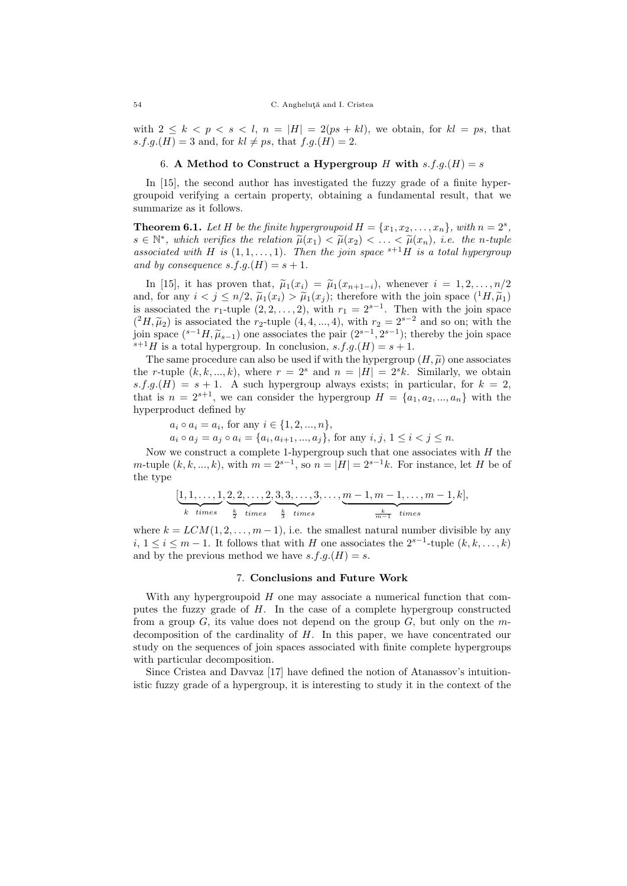with $2 \leq k < p < s < l$, $n = |H| = 2(ps + kl)$, we obtain, for $kl = ps$, that $s.f.g.(H) = 3$ and, for $kl \neq ps$, that $f.g.(H) = 2$.

## 6. A Method to Construct a Hypergroup $H$ with $s.f.g.(H) = s$

In [15], the second author has investigated the fuzzy grade of a finite hypergroupoid verifying a certain property, obtaining a fundamental result, that we summarize as it follows.

**Theorem 6.1.** *Let $H$ be the finite hypergroupoid $H = \{x_1, x_2, \ldots, x_n\}$, with $n = 2^s$, $s \in \mathbb{N}^*$, which verifies the relation $\widetilde{\mu}(x_1) < \widetilde{\mu}(x_2) < \ldots < \widetilde{\mu}(x_n)$, i.e. the $n$-tuple associated with $H$ is $(1, 1, \ldots, 1)$. Then the join space ${}^{s+1}H$ is a total hypergroup and by consequence $s.f.g.(H) = s + 1$.*

In [15], it has proven that, $\widetilde{\mu}_1(x_i) = \widetilde{\mu}_1(x_{n+1-i})$, whenever $i = 1, 2, \ldots, n/2$ and, for any $i < j \leq n/2$, $\widetilde{\mu}_1(x_i) > \widetilde{\mu}_1(x_j)$; therefore with the join space $({}^1H, \widetilde{\mu}_1)$ is associated the $r_1$-tuple $(2, 2, \ldots, 2)$, with $r_1 = 2^{s-1}$. Then with the join space $({}^2H, \widetilde{\mu}_2)$ is associated the $r_2$-tuple $(4, 4, ..., 4)$, with $r_2 = 2^{s-2}$ and so on; with the join space $({}^{s-1}H, \widetilde{\mu}_{s-1})$ one associates the pair $(2^{s-1}, 2^{s-1})$; thereby the join space ${}^{s+1}H$ is a total hypergroup. In conclusion, $s.f.g.(H) = s + 1$.

The same procedure can also be used if with the hypergroup $(H, \widetilde{\mu})$ one associates the $r$-tuple $(k, k, ..., k)$, where $r = 2^s$ and $n = |H| = 2^s k$. Similarly, we obtain $s.f.g.(H) = s + 1$. A such hypergroup always exists; in particular, for $k = 2$, that is $n = 2^{s+1}$, we can consider the hypergroup $H = \{a_1, a_2, ..., a_n\}$ with the hyperproduct defined by

$a_i \circ a_i = a_i$, for any $i \in \{1, 2, ..., n\}$,

$a_i \circ a_j = a_j \circ a_i = \{a_i, a_{i+1}, ..., a_j\}$, for any $i, j$, $1 \leq i < j \leq n$.

Now we construct a complete 1-hypergroup such that one associates with $H$ the $m$-tuple $(k, k, ..., k)$, with $m = 2^{s-1}$, so $n = |H| = 2^{s-1}k$. For instance, let $H$ be of the type

$$[\underbrace{1, 1, \ldots, 1}_{k \ \ times}, \underbrace{2, 2, \ldots, 2}_{\frac{k}{2} \ \ times}, \underbrace{3, 3, \ldots, 3}_{\frac{k}{3} \ \ times}, \ldots, \underbrace{m-1, m-1, \ldots, m-1}_{\frac{k}{m-1} \ \ times}, k],$$

where $k = LCM(1, 2, \ldots, m - 1)$, i.e. the smallest natural number divisible by any $i$, $1 \leq i \leq m - 1$. It follows that with $H$ one associates the $2^{s-1}$-tuple $(k, k, \ldots, k)$ and by the previous method we have $s.f.g.(H) = s$.

## 7. Conclusions and Future Work

With any hypergroupoid $H$ one may associate a numerical function that computes the fuzzy grade of $H$. In the case of a complete hypergroup constructed from a group $G$, its value does not depend on the group $G$, but only on the $m$-decomposition of the cardinality of $H$. In this paper, we have concentrated our study on the sequences of join spaces associated with finite complete hypergroups with particular decomposition.

Since Cristea and Davvaz [17] have defined the notion of Atanassov's intuitionistic fuzzy grade of a hypergroup, it is interesting to study it in the context of the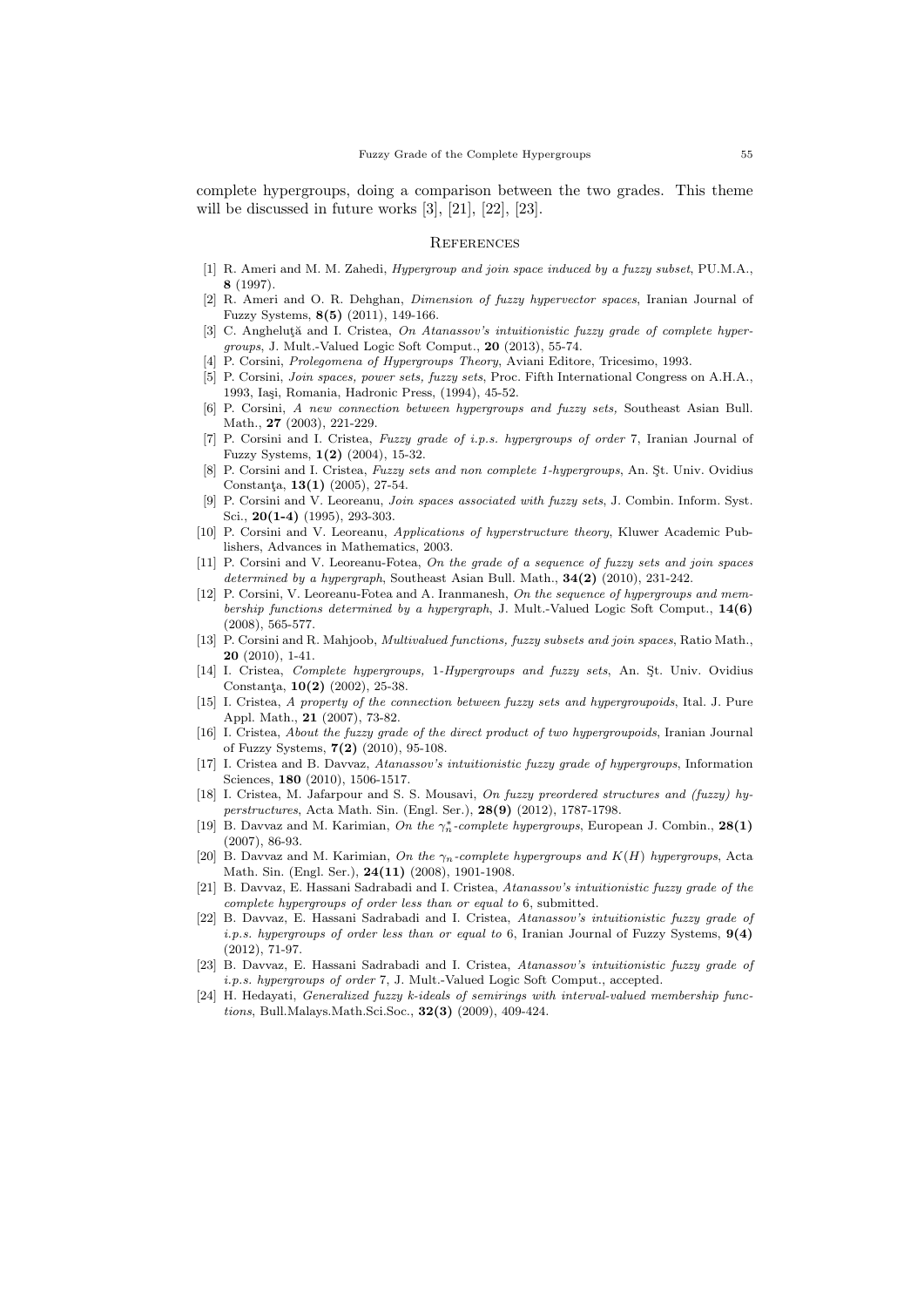complete hypergroups, doing a comparison between the two grades. This theme will be discussed in future works [3], [21], [22], [23].

## References

[1] R. Ameri and M. M. Zahedi, *Hypergroup and join space induced by a fuzzy subset*, PU.M.A., **8** (1997).

[2] R. Ameri and O. R. Dehghan, *Dimension of fuzzy hypervector spaces*, Iranian Journal of Fuzzy Systems, **8(5)** (2011), 149-166.

[3] C. Angheluţă and I. Cristea, *On Atanassov's intuitionistic fuzzy grade of complete hypergroups*, J. Mult.-Valued Logic Soft Comput., **20** (2013), 55-74.

[4] P. Corsini, *Prolegomena of Hypergroups Theory*, Aviani Editore, Tricesimo, 1993.

[5] P. Corsini, *Join spaces, power sets, fuzzy sets*, Proc. Fifth International Congress on A.H.A., 1993, Iaşi, Romania, Hadronic Press, (1994), 45-52.

[6] P. Corsini, *A new connection between hypergroups and fuzzy sets,* Southeast Asian Bull. Math., **27** (2003), 221-229.

[7] P. Corsini and I. Cristea, *Fuzzy grade of i.p.s. hypergroups of order* 7, Iranian Journal of Fuzzy Systems, **1(2)** (2004), 15-32.

[8] P. Corsini and I. Cristea, *Fuzzy sets and non complete 1-hypergroups*, An. Şt. Univ. Ovidius Constanţa, **13(1)** (2005), 27-54.

[9] P. Corsini and V. Leoreanu, *Join spaces associated with fuzzy sets*, J. Combin. Inform. Syst. Sci., **20(1-4)** (1995), 293-303.

[10] P. Corsini and V. Leoreanu, *Applications of hyperstructure theory*, Kluwer Academic Publishers, Advances in Mathematics, 2003.

[11] P. Corsini and V. Leoreanu-Fotea, *On the grade of a sequence of fuzzy sets and join spaces determined by a hypergraph*, Southeast Asian Bull. Math., **34(2)** (2010), 231-242.

[12] P. Corsini, V. Leoreanu-Fotea and A. Iranmanesh, *On the sequence of hypergroups and membership functions determined by a hypergraph*, J. Mult.-Valued Logic Soft Comput., **14(6)** (2008), 565-577.

[13] P. Corsini and R. Mahjoob, *Multivalued functions, fuzzy subsets and join spaces*, Ratio Math., **20** (2010), 1-41.

[14] I. Cristea, *Complete hypergroups,* 1*-Hypergroups and fuzzy sets*, An. Şt. Univ. Ovidius Constanţa, **10(2)** (2002), 25-38.

[15] I. Cristea, *A property of the connection between fuzzy sets and hypergroupoids*, Ital. J. Pure Appl. Math., **21** (2007), 73-82.

[16] I. Cristea, *About the fuzzy grade of the direct product of two hypergroupoids*, Iranian Journal of Fuzzy Systems, **7(2)** (2010), 95-108.

[17] I. Cristea and B. Davvaz, *Atanassov's intuitionistic fuzzy grade of hypergroups*, Information Sciences, **180** (2010), 1506-1517.

[18] I. Cristea, M. Jafarpour and S. S. Mousavi, *On fuzzy preordered structures and (fuzzy) hyperstructures*, Acta Math. Sin. (Engl. Ser.), **28(9)** (2012), 1787-1798.

[19] B. Davvaz and M. Karimian, *On the $\gamma_n^*$-complete hypergroups*, European J. Combin., **28(1)** (2007), 86-93.

[20] B. Davvaz and M. Karimian, *On the $\gamma_n$-complete hypergroups and $K(H)$ hypergroups*, Acta Math. Sin. (Engl. Ser.), **24(11)** (2008), 1901-1908.

[21] B. Davvaz, E. Hassani Sadrabadi and I. Cristea, *Atanassov's intuitionistic fuzzy grade of the complete hypergroups of order less than or equal to* 6, submitted.

[22] B. Davvaz, E. Hassani Sadrabadi and I. Cristea, *Atanassov's intuitionistic fuzzy grade of i.p.s. hypergroups of order less than or equal to* 6, Iranian Journal of Fuzzy Systems, **9(4)** (2012), 71-97.

[23] B. Davvaz, E. Hassani Sadrabadi and I. Cristea, *Atanassov's intuitionistic fuzzy grade of i.p.s. hypergroups of order* 7, J. Mult.-Valued Logic Soft Comput., accepted.

[24] H. Hedayati, *Generalized fuzzy k-ideals of semirings with interval-valued membership functions*, Bull.Malays.Math.Sci.Soc., **32(3)** (2009), 409-424.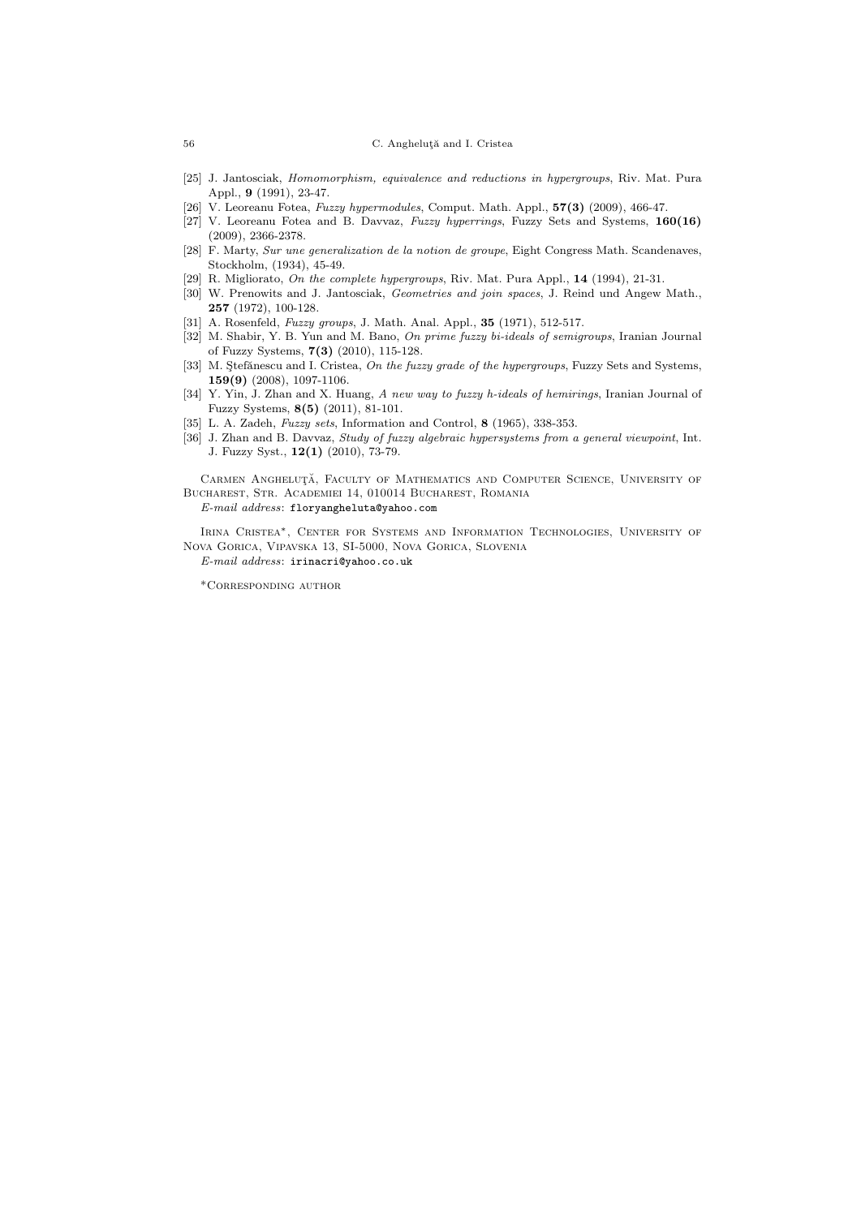[25] J. Jantosciak, *Homomorphism, equivalence and reductions in hypergroups*, Riv. Mat. Pura Appl., **9** (1991), 23-47.

[26] V. Leoreanu Fotea, *Fuzzy hypermodules*, Comput. Math. Appl., **57(3)** (2009), 466-47.

[27] V. Leoreanu Fotea and B. Davvaz, *Fuzzy hyperrings*, Fuzzy Sets and Systems, **160(16)** (2009), 2366-2378.

[28] F. Marty, *Sur une generalization de la notion de groupe*, Eight Congress Math. Scandenaves, Stockholm, (1934), 45-49.

[29] R. Migliorato, *On the complete hypergroups*, Riv. Mat. Pura Appl., **14** (1994), 21-31.

[30] W. Prenowits and J. Jantosciak, *Geometries and join spaces*, J. Reind und Angew Math., **257** (1972), 100-128.

[31] A. Rosenfeld, *Fuzzy groups*, J. Math. Anal. Appl., **35** (1971), 512-517.

[32] M. Shabir, Y. B. Yun and M. Bano, *On prime fuzzy bi-ideals of semigroups*, Iranian Journal of Fuzzy Systems, **7(3)** (2010), 115-128.

[33] M. Ştefănescu and I. Cristea, *On the fuzzy grade of the hypergroups*, Fuzzy Sets and Systems, **159(9)** (2008), 1097-1106.

[34] Y. Yin, J. Zhan and X. Huang, *A new way to fuzzy h-ideals of hemirings*, Iranian Journal of Fuzzy Systems, **8(5)** (2011), 81-101.

[35] L. A. Zadeh, *Fuzzy sets*, Information and Control, **8** (1965), 338-353.

[36] J. Zhan and B. Davvaz, *Study of fuzzy algebraic hypersystems from a general viewpoint*, Int. J. Fuzzy Syst., **12(1)** (2010), 73-79.

Carmen Angheluţă, Faculty of Mathematics and Computer Science, University of Bucharest, Str. Academiei 14, 010014 Bucharest, Romania

*E-mail address*: floryangheluta@yahoo.com

Irina Cristea*, Center for Systems and Information Technologies, University of Nova Gorica, Vipavska 13, SI-5000, Nova Gorica, Slovenia

*E-mail address*: irinacri@yahoo.co.uk

*Corresponding author